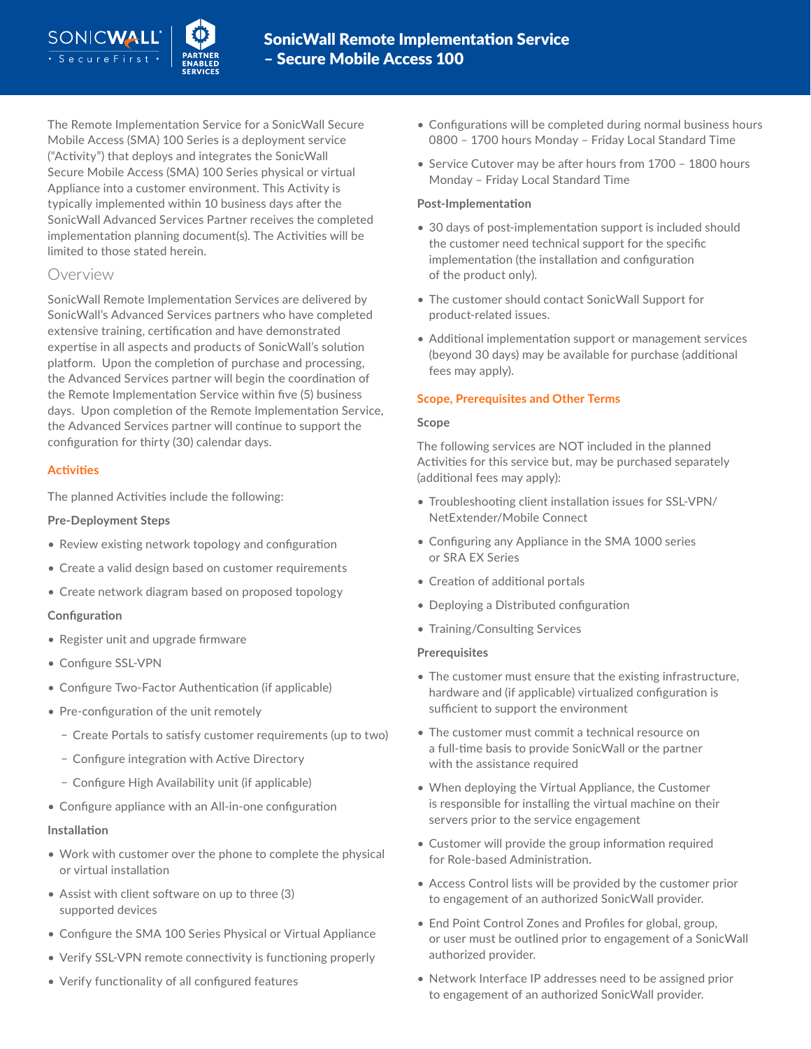# SonicWall Remote Implementation Service – Secure Mobile Access 100

The Remote Implementation Service for a SonicWall Secure Mobile Access (SMA) 100 Series is a deployment service ("Activity") that deploys and integrates the SonicWall Secure Mobile Access (SMA) 100 Series physical or virtual Appliance into a customer environment. This Activity is typically implemented within 10 business days after the SonicWall Advanced Services Partner receives the completed implementation planning document(s). The Activities will be limited to those stated herein.

## Overview

SonicWall Remote Implementation Services are delivered by SonicWall's Advanced Services partners who have completed extensive training, certification and have demonstrated expertise in all aspects and products of SonicWall's solution platform. Upon the completion of purchase and processing, the Advanced Services partner will begin the coordination of the Remote Implementation Service within five (5) business days. Upon completion of the Remote Implementation Service, the Advanced Services partner will continue to support the configuration for thirty (30) calendar days.

## Activities

The planned Activities include the following:

### Pre-Deployment Steps

- Review existing network topology and configuration
- Create a valid design based on customer requirements
- Create network diagram based on proposed topology

### Configuration

- Register unit and upgrade firmware
- Configure SSL-VPN
- Configure Two-Factor Authentication (if applicable)
- Pre-configuration of the unit remotely
  - Create Portals to satisfy customer requirements (up to two)
  - Configure integration with Active Directory
  - Configure High Availability unit (if applicable)
- Configure appliance with an All-in-one configuration

### Installation

- Work with customer over the phone to complete the physical or virtual installation
- Assist with client software on up to three (3) supported devices
- Configure the SMA 100 Series Physical or Virtual Appliance
- Verify SSL-VPN remote connectivity is functioning properly
- Verify functionality of all configured features
- Configurations will be completed during normal business hours 0800 – 1700 hours Monday – Friday Local Standard Time
- Service Cutover may be after hours from 1700 – 1800 hours Monday – Friday Local Standard Time

### Post-Implementation

- 30 days of post-implementation support is included should the customer need technical support for the specific implementation (the installation and configuration of the product only).
- The customer should contact SonicWall Support for product-related issues.
- Additional implementation support or management services (beyond 30 days) may be available for purchase (additional fees may apply).

## Scope, Prerequisites and Other Terms

### Scope

The following services are NOT included in the planned Activities for this service but, may be purchased separately (additional fees may apply):

- Troubleshooting client installation issues for SSL-VPN/NetExtender/Mobile Connect
- Configuring any Appliance in the SMA 1000 series or SRA EX Series
- Creation of additional portals
- Deploying a Distributed configuration
- Training/Consulting Services

### Prerequisites

- The customer must ensure that the existing infrastructure, hardware and (if applicable) virtualized configuration is sufficient to support the environment
- The customer must commit a technical resource on a full-time basis to provide SonicWall or the partner with the assistance required
- When deploying the Virtual Appliance, the Customer is responsible for installing the virtual machine on their servers prior to the service engagement
- Customer will provide the group information required for Role-based Administration.
- Access Control lists will be provided by the customer prior to engagement of an authorized SonicWall provider.
- End Point Control Zones and Profiles for global, group, or user must be outlined prior to engagement of a SonicWall authorized provider.
- Network Interface IP addresses need to be assigned prior to engagement of an authorized SonicWall provider.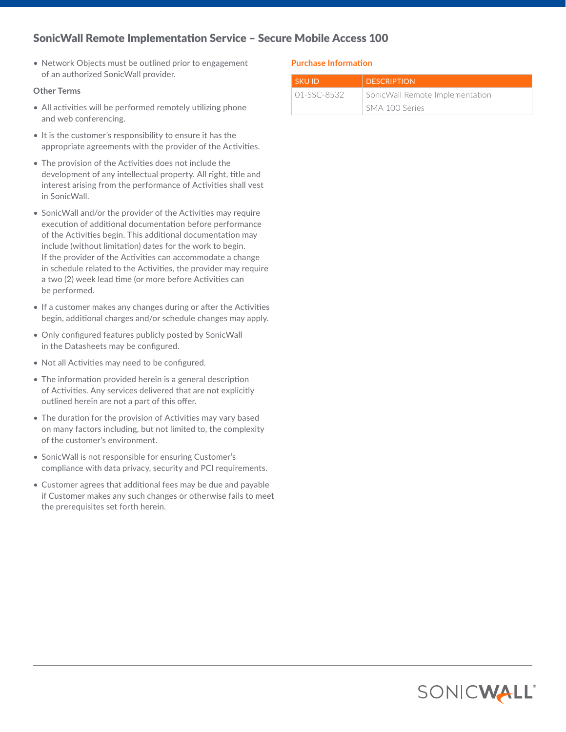- Network Objects must be outlined prior to engagement of an authorized SonicWall provider.

### Other Terms

- All activities will be performed remotely utilizing phone and web conferencing.
- It is the customer's responsibility to ensure it has the appropriate agreements with the provider of the Activities.
- The provision of the Activities does not include the development of any intellectual property. All right, title and interest arising from the performance of Activities shall vest in SonicWall.
- SonicWall and/or the provider of the Activities may require execution of additional documentation before performance of the Activities begin. This additional documentation may include (without limitation) dates for the work to begin. If the provider of the Activities can accommodate a change in schedule related to the Activities, the provider may require a two (2) week lead time (or more before Activities can be performed.
- If a customer makes any changes during or after the Activities begin, additional charges and/or schedule changes may apply.
- Only configured features publicly posted by SonicWall in the Datasheets may be configured.
- Not all Activities may need to be configured.
- The information provided herein is a general description of Activities. Any services delivered that are not explicitly outlined herein are not a part of this offer.
- The duration for the provision of Activities may vary based on many factors including, but not limited to, the complexity of the customer's environment.
- SonicWall is not responsible for ensuring Customer's compliance with data privacy, security and PCI requirements.
- Customer agrees that additional fees may be due and payable if Customer makes any such changes or otherwise fails to meet the prerequisites set forth herein.

### Purchase Information

| SKU ID | DESCRIPTION |
|---|---|
| 01-SSC-8532 | SonicWall Remote Implementation SMA 100 Series |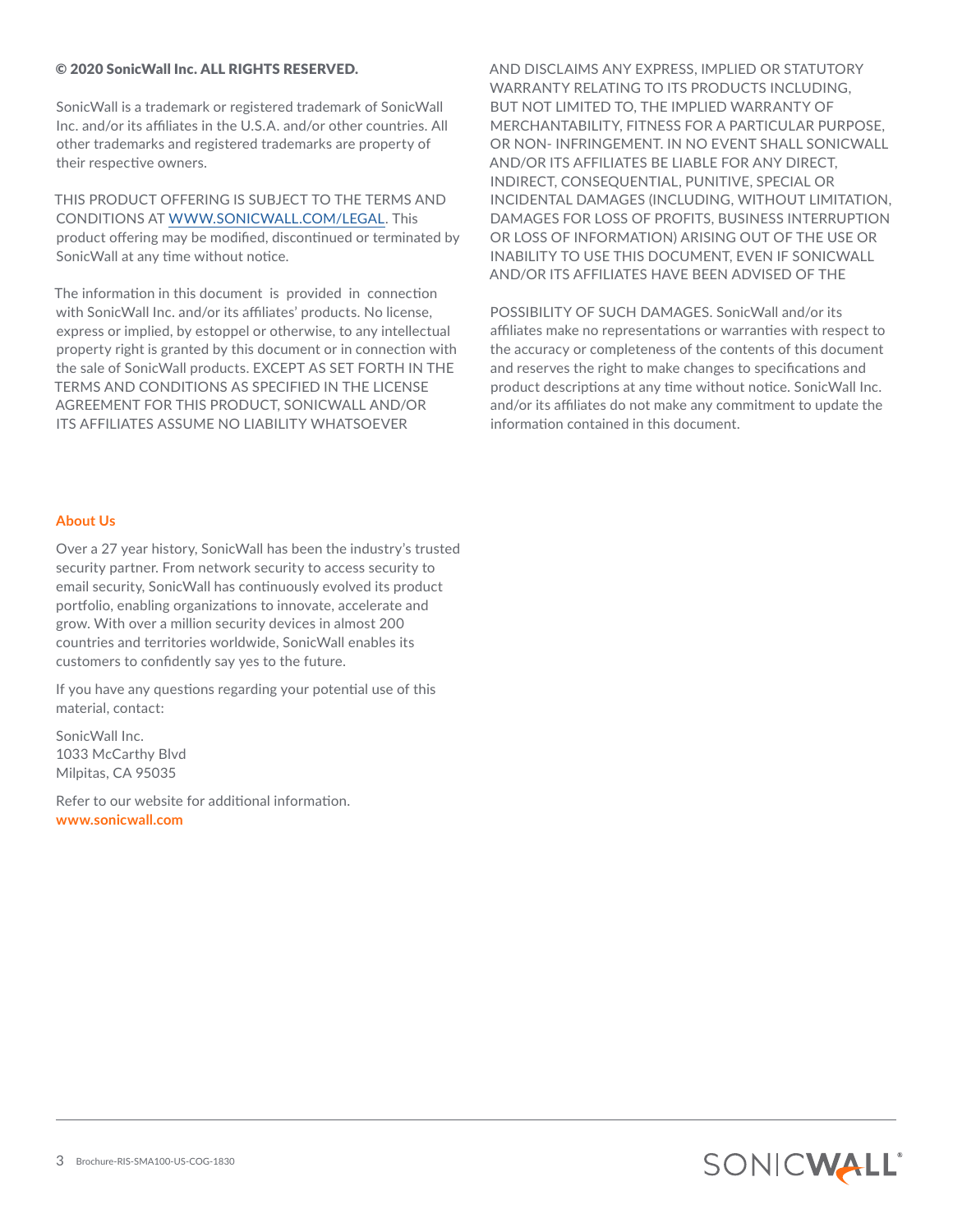**© 2020 SonicWall Inc. ALL RIGHTS RESERVED.**

SonicWall is a trademark or registered trademark of SonicWall Inc. and/or its affiliates in the U.S.A. and/or other countries. All other trademarks and registered trademarks are property of their respective owners.

THIS PRODUCT OFFERING IS SUBJECT TO THE TERMS AND CONDITIONS AT WWW.SONICWALL.COM/LEGAL. This product offering may be modified, discontinued or terminated by SonicWall at any time without notice.

The information in this document is provided in connection with SonicWall Inc. and/or its affiliates' products. No license, express or implied, by estoppel or otherwise, to any intellectual property right is granted by this document or in connection with the sale of SonicWall products. EXCEPT AS SET FORTH IN THE TERMS AND CONDITIONS AS SPECIFIED IN THE LICENSE AGREEMENT FOR THIS PRODUCT, SONICWALL AND/OR ITS AFFILIATES ASSUME NO LIABILITY WHATSOEVER AND DISCLAIMS ANY EXPRESS, IMPLIED OR STATUTORY WARRANTY RELATING TO ITS PRODUCTS INCLUDING, BUT NOT LIMITED TO, THE IMPLIED WARRANTY OF MERCHANTABILITY, FITNESS FOR A PARTICULAR PURPOSE, OR NON- INFRINGEMENT. IN NO EVENT SHALL SONICWALL AND/OR ITS AFFILIATES BE LIABLE FOR ANY DIRECT, INDIRECT, CONSEQUENTIAL, PUNITIVE, SPECIAL OR INCIDENTAL DAMAGES (INCLUDING, WITHOUT LIMITATION, DAMAGES FOR LOSS OF PROFITS, BUSINESS INTERRUPTION OR LOSS OF INFORMATION) ARISING OUT OF THE USE OR INABILITY TO USE THIS DOCUMENT, EVEN IF SONICWALL AND/OR ITS AFFILIATES HAVE BEEN ADVISED OF THE

POSSIBILITY OF SUCH DAMAGES. SonicWall and/or its affiliates make no representations or warranties with respect to the accuracy or completeness of the contents of this document and reserves the right to make changes to specifications and product descriptions at any time without notice. SonicWall Inc. and/or its affiliates do not make any commitment to update the information contained in this document.

## About Us

Over a 27 year history, SonicWall has been the industry's trusted security partner. From network security to access security to email security, SonicWall has continuously evolved its product portfolio, enabling organizations to innovate, accelerate and grow. With over a million security devices in almost 200 countries and territories worldwide, SonicWall enables its customers to confidently say yes to the future.

If you have any questions regarding your potential use of this material, contact:

SonicWall Inc.
1033 McCarthy Blvd
Milpitas, CA 95035

Refer to our website for additional information.
**www.sonicwall.com**

Brochure-RIS-SMA100-US-COG-1830